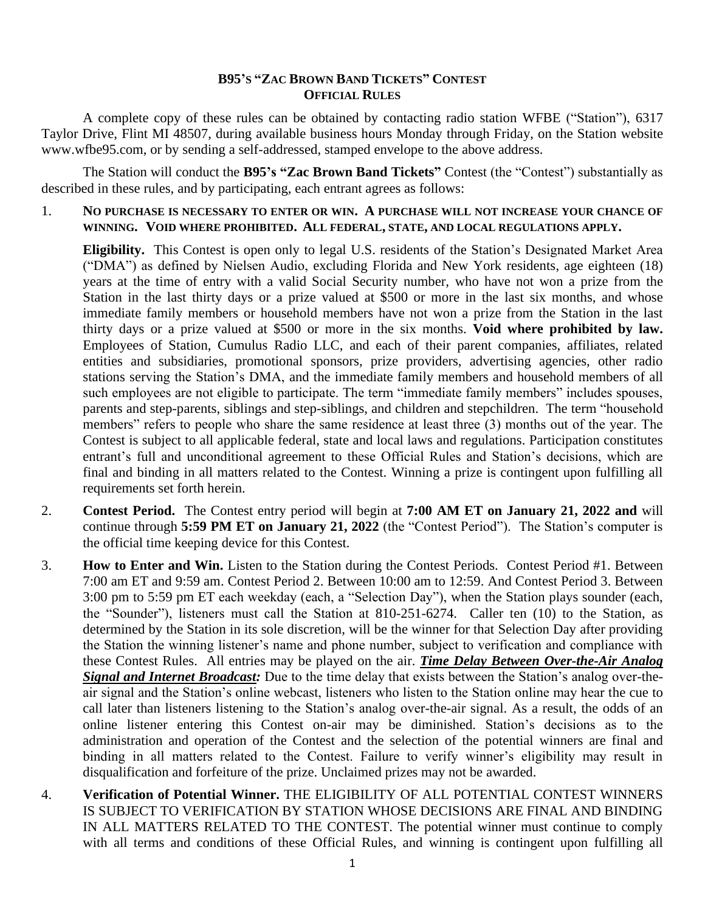# B95's "Zac Brown Band Tickets" Contest
## Official Rules

A complete copy of these rules can be obtained by contacting radio station WFBE ("Station"), 6317 Taylor Drive, Flint MI 48507, during available business hours Monday through Friday, on the Station website www.wfbe95.com, or by sending a self-addressed, stamped envelope to the above address.

The Station will conduct the **B95's "Zac Brown Band Tickets"** Contest (the "Contest") substantially as described in these rules, and by participating, each entrant agrees as follows:

1. **No purchase is necessary to enter or win. A purchase will not increase your chance of winning. Void where prohibited. All federal, state, and local regulations apply.**

   **Eligibility.** This Contest is open only to legal U.S. residents of the Station's Designated Market Area ("DMA") as defined by Nielsen Audio, excluding Florida and New York residents, age eighteen (18) years at the time of entry with a valid Social Security number, who have not won a prize from the Station in the last thirty days or a prize valued at $500 or more in the last six months, and whose immediate family members or household members have not won a prize from the Station in the last thirty days or a prize valued at $500 or more in the six months. **Void where prohibited by law.** Employees of Station, Cumulus Radio LLC, and each of their parent companies, affiliates, related entities and subsidiaries, promotional sponsors, prize providers, advertising agencies, other radio stations serving the Station's DMA, and the immediate family members and household members of all such employees are not eligible to participate. The term "immediate family members" includes spouses, parents and step-parents, siblings and step-siblings, and children and stepchildren. The term "household members" refers to people who share the same residence at least three (3) months out of the year. The Contest is subject to all applicable federal, state and local laws and regulations. Participation constitutes entrant's full and unconditional agreement to these Official Rules and Station's decisions, which are final and binding in all matters related to the Contest. Winning a prize is contingent upon fulfilling all requirements set forth herein.

2. **Contest Period.** The Contest entry period will begin at **7:00 AM ET on January 21, 2022 and** will continue through **5:59 PM ET on January 21, 2022** (the "Contest Period"). The Station's computer is the official time keeping device for this Contest.

3. **How to Enter and Win.** Listen to the Station during the Contest Periods. Contest Period #1. Between 7:00 am ET and 9:59 am. Contest Period 2. Between 10:00 am to 12:59. And Contest Period 3. Between 3:00 pm to 5:59 pm ET each weekday (each, a "Selection Day"), when the Station plays sounder (each, the "Sounder"), listeners must call the Station at 810-251-6274. Caller ten (10) to the Station, as determined by the Station in its sole discretion, will be the winner for that Selection Day after providing the Station the winning listener's name and phone number, subject to verification and compliance with these Contest Rules. All entries may be played on the air. ***Time Delay Between Over-the-Air Analog Signal and Internet Broadcast:*** Due to the time delay that exists between the Station's analog over-the-air signal and the Station's online webcast, listeners who listen to the Station online may hear the cue to call later than listeners listening to the Station's analog over-the-air signal. As a result, the odds of an online listener entering this Contest on-air may be diminished. Station's decisions as to the administration and operation of the Contest and the selection of the potential winners are final and binding in all matters related to the Contest. Failure to verify winner's eligibility may result in disqualification and forfeiture of the prize. Unclaimed prizes may not be awarded.

4. **Verification of Potential Winner.** THE ELIGIBILITY OF ALL POTENTIAL CONTEST WINNERS IS SUBJECT TO VERIFICATION BY STATION WHOSE DECISIONS ARE FINAL AND BINDING IN ALL MATTERS RELATED TO THE CONTEST. The potential winner must continue to comply with all terms and conditions of these Official Rules, and winning is contingent upon fulfilling all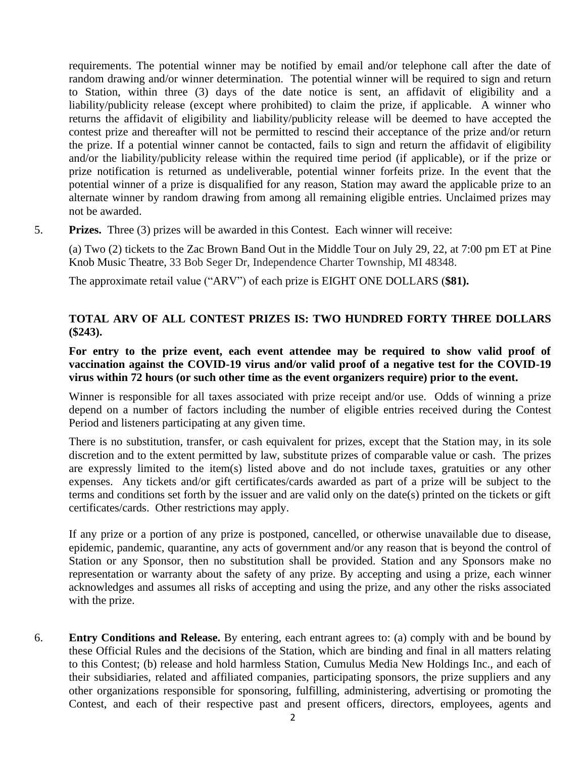requirements. The potential winner may be notified by email and/or telephone call after the date of random drawing and/or winner determination. The potential winner will be required to sign and return to Station, within three (3) days of the date notice is sent, an affidavit of eligibility and a liability/publicity release (except where prohibited) to claim the prize, if applicable. A winner who returns the affidavit of eligibility and liability/publicity release will be deemed to have accepted the contest prize and thereafter will not be permitted to rescind their acceptance of the prize and/or return the prize. If a potential winner cannot be contacted, fails to sign and return the affidavit of eligibility and/or the liability/publicity release within the required time period (if applicable), or if the prize or prize notification is returned as undeliverable, potential winner forfeits prize. In the event that the potential winner of a prize is disqualified for any reason, Station may award the applicable prize to an alternate winner by random drawing from among all remaining eligible entries. Unclaimed prizes may not be awarded.

5. **Prizes.** Three (3) prizes will be awarded in this Contest. Each winner will receive:

   (a) Two (2) tickets to the Zac Brown Band Out in the Middle Tour on July 29, 22, at 7:00 pm ET at Pine Knob Music Theatre, 33 Bob Seger Dr, Independence Charter Township, MI 48348.

   The approximate retail value ("ARV") of each prize is EIGHT ONE DOLLARS (**$81).**

   **TOTAL ARV OF ALL CONTEST PRIZES IS: TWO HUNDRED FORTY THREE DOLLARS ($243).**

   **For entry to the prize event, each event attendee may be required to show valid proof of vaccination against the COVID-19 virus and/or valid proof of a negative test for the COVID-19 virus within 72 hours (or such other time as the event organizers require) prior to the event.**

   Winner is responsible for all taxes associated with prize receipt and/or use. Odds of winning a prize depend on a number of factors including the number of eligible entries received during the Contest Period and listeners participating at any given time.

   There is no substitution, transfer, or cash equivalent for prizes, except that the Station may, in its sole discretion and to the extent permitted by law, substitute prizes of comparable value or cash. The prizes are expressly limited to the item(s) listed above and do not include taxes, gratuities or any other expenses. Any tickets and/or gift certificates/cards awarded as part of a prize will be subject to the terms and conditions set forth by the issuer and are valid only on the date(s) printed on the tickets or gift certificates/cards. Other restrictions may apply.

   If any prize or a portion of any prize is postponed, cancelled, or otherwise unavailable due to disease, epidemic, pandemic, quarantine, any acts of government and/or any reason that is beyond the control of Station or any Sponsor, then no substitution shall be provided. Station and any Sponsors make no representation or warranty about the safety of any prize. By accepting and using a prize, each winner acknowledges and assumes all risks of accepting and using the prize, and any other the risks associated with the prize.

6. **Entry Conditions and Release.** By entering, each entrant agrees to: (a) comply with and be bound by these Official Rules and the decisions of the Station, which are binding and final in all matters relating to this Contest; (b) release and hold harmless Station, Cumulus Media New Holdings Inc., and each of their subsidiaries, related and affiliated companies, participating sponsors, the prize suppliers and any other organizations responsible for sponsoring, fulfilling, administering, advertising or promoting the Contest, and each of their respective past and present officers, directors, employees, agents and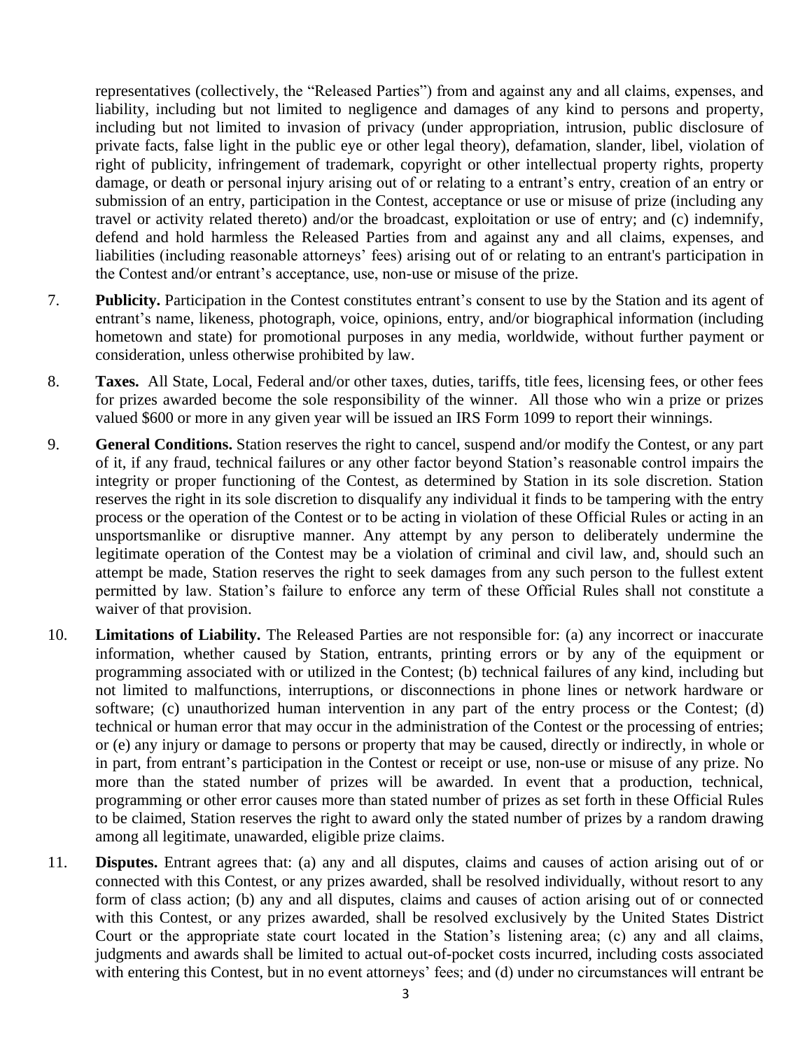representatives (collectively, the "Released Parties") from and against any and all claims, expenses, and liability, including but not limited to negligence and damages of any kind to persons and property, including but not limited to invasion of privacy (under appropriation, intrusion, public disclosure of private facts, false light in the public eye or other legal theory), defamation, slander, libel, violation of right of publicity, infringement of trademark, copyright or other intellectual property rights, property damage, or death or personal injury arising out of or relating to a entrant's entry, creation of an entry or submission of an entry, participation in the Contest, acceptance or use or misuse of prize (including any travel or activity related thereto) and/or the broadcast, exploitation or use of entry; and (c) indemnify, defend and hold harmless the Released Parties from and against any and all claims, expenses, and liabilities (including reasonable attorneys' fees) arising out of or relating to an entrant's participation in the Contest and/or entrant's acceptance, use, non-use or misuse of the prize.

7. **Publicity.** Participation in the Contest constitutes entrant's consent to use by the Station and its agent of entrant's name, likeness, photograph, voice, opinions, entry, and/or biographical information (including hometown and state) for promotional purposes in any media, worldwide, without further payment or consideration, unless otherwise prohibited by law.

8. **Taxes.** All State, Local, Federal and/or other taxes, duties, tariffs, title fees, licensing fees, or other fees for prizes awarded become the sole responsibility of the winner. All those who win a prize or prizes valued $600 or more in any given year will be issued an IRS Form 1099 to report their winnings.

9. **General Conditions.** Station reserves the right to cancel, suspend and/or modify the Contest, or any part of it, if any fraud, technical failures or any other factor beyond Station's reasonable control impairs the integrity or proper functioning of the Contest, as determined by Station in its sole discretion. Station reserves the right in its sole discretion to disqualify any individual it finds to be tampering with the entry process or the operation of the Contest or to be acting in violation of these Official Rules or acting in an unsportsmanlike or disruptive manner. Any attempt by any person to deliberately undermine the legitimate operation of the Contest may be a violation of criminal and civil law, and, should such an attempt be made, Station reserves the right to seek damages from any such person to the fullest extent permitted by law. Station's failure to enforce any term of these Official Rules shall not constitute a waiver of that provision.

10. **Limitations of Liability.** The Released Parties are not responsible for: (a) any incorrect or inaccurate information, whether caused by Station, entrants, printing errors or by any of the equipment or programming associated with or utilized in the Contest; (b) technical failures of any kind, including but not limited to malfunctions, interruptions, or disconnections in phone lines or network hardware or software; (c) unauthorized human intervention in any part of the entry process or the Contest; (d) technical or human error that may occur in the administration of the Contest or the processing of entries; or (e) any injury or damage to persons or property that may be caused, directly or indirectly, in whole or in part, from entrant's participation in the Contest or receipt or use, non-use or misuse of any prize. No more than the stated number of prizes will be awarded. In event that a production, technical, programming or other error causes more than stated number of prizes as set forth in these Official Rules to be claimed, Station reserves the right to award only the stated number of prizes by a random drawing among all legitimate, unawarded, eligible prize claims.

11. **Disputes.** Entrant agrees that: (a) any and all disputes, claims and causes of action arising out of or connected with this Contest, or any prizes awarded, shall be resolved individually, without resort to any form of class action; (b) any and all disputes, claims and causes of action arising out of or connected with this Contest, or any prizes awarded, shall be resolved exclusively by the United States District Court or the appropriate state court located in the Station's listening area; (c) any and all claims, judgments and awards shall be limited to actual out-of-pocket costs incurred, including costs associated with entering this Contest, but in no event attorneys' fees; and (d) under no circumstances will entrant be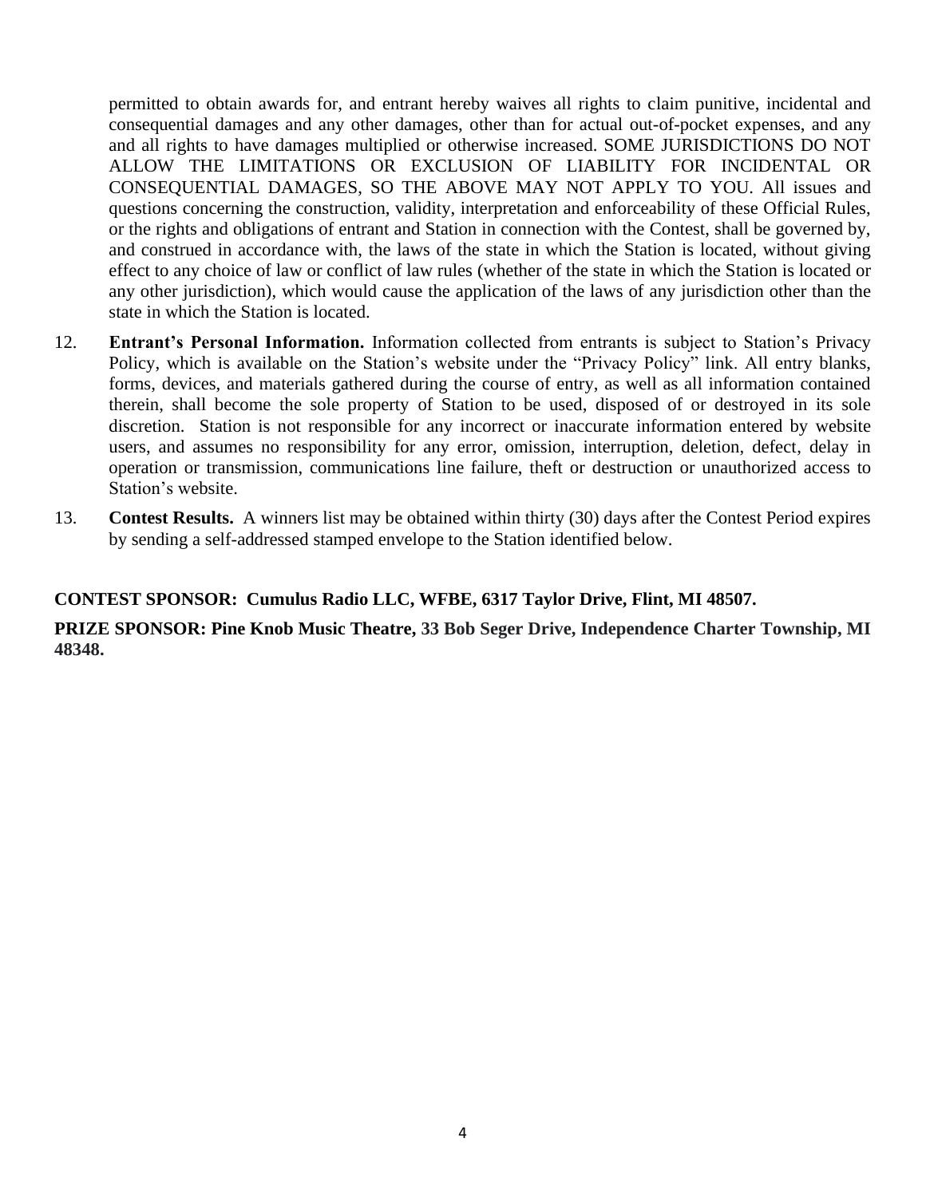permitted to obtain awards for, and entrant hereby waives all rights to claim punitive, incidental and consequential damages and any other damages, other than for actual out-of-pocket expenses, and any and all rights to have damages multiplied or otherwise increased. SOME JURISDICTIONS DO NOT ALLOW THE LIMITATIONS OR EXCLUSION OF LIABILITY FOR INCIDENTAL OR CONSEQUENTIAL DAMAGES, SO THE ABOVE MAY NOT APPLY TO YOU. All issues and questions concerning the construction, validity, interpretation and enforceability of these Official Rules, or the rights and obligations of entrant and Station in connection with the Contest, shall be governed by, and construed in accordance with, the laws of the state in which the Station is located, without giving effect to any choice of law or conflict of law rules (whether of the state in which the Station is located or any other jurisdiction), which would cause the application of the laws of any jurisdiction other than the state in which the Station is located.

12. **Entrant's Personal Information.** Information collected from entrants is subject to Station's Privacy Policy, which is available on the Station's website under the "Privacy Policy" link. All entry blanks, forms, devices, and materials gathered during the course of entry, as well as all information contained therein, shall become the sole property of Station to be used, disposed of or destroyed in its sole discretion. Station is not responsible for any incorrect or inaccurate information entered by website users, and assumes no responsibility for any error, omission, interruption, deletion, defect, delay in operation or transmission, communications line failure, theft or destruction or unauthorized access to Station's website.

13. **Contest Results.** A winners list may be obtained within thirty (30) days after the Contest Period expires by sending a self-addressed stamped envelope to the Station identified below.

**CONTEST SPONSOR: Cumulus Radio LLC, WFBE, 6317 Taylor Drive, Flint, MI 48507.**

**PRIZE SPONSOR: Pine Knob Music Theatre, 33 Bob Seger Drive, Independence Charter Township, MI 48348.**